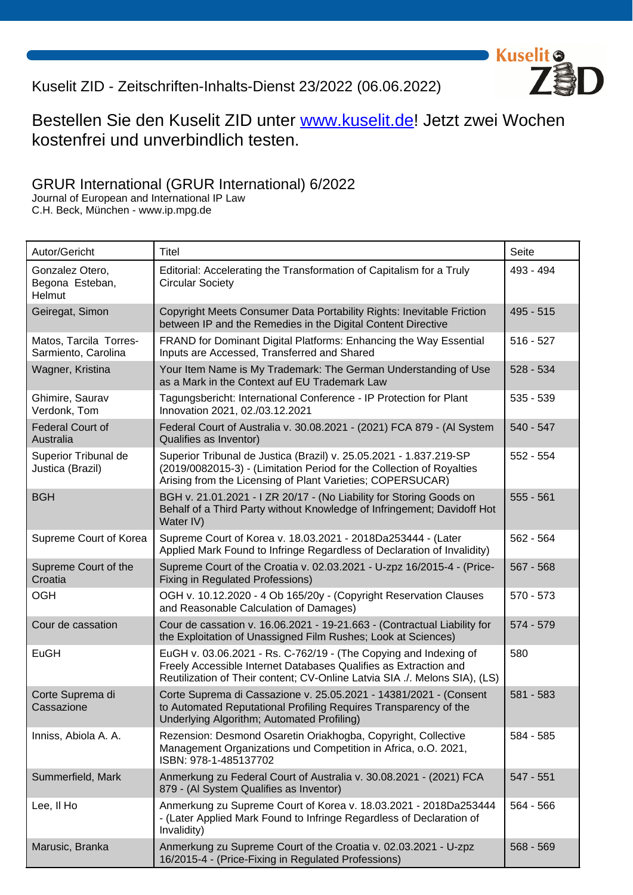Kuselit ZID - Zeitschriften-Inhalts-Dienst 23/2022 (06.06.2022)

Bestellen Sie den Kuselit ZID unter [www.kuselit.de](http://www.kuselit.de)! Jetzt zwei Wochen kostenfrei und unverbindlich testen.

## GRUR International (GRUR International) 6/2022

Journal of European and International IP Law
C.H. Beck, München - www.ip.mpg.de

| Autor/Gericht | Titel | Seite |
|---|---|---|
| Gonzalez Otero, Begona Esteban, Helmut | Editorial: Accelerating the Transformation of Capitalism for a Truly Circular Society | 493 - 494 |
| Geiregat, Simon | Copyright Meets Consumer Data Portability Rights: Inevitable Friction between IP and the Remedies in the Digital Content Directive | 495 - 515 |
| Matos, Tarcila Torres-Sarmiento, Carolina | FRAND for Dominant Digital Platforms: Enhancing the Way Essential Inputs are Accessed, Transferred and Shared | 516 - 527 |
| Wagner, Kristina | Your Item Name is My Trademark: The German Understanding of Use as a Mark in the Context auf EU Trademark Law | 528 - 534 |
| Ghimire, Saurav Verdonk, Tom | Tagungsbericht: International Conference - IP Protection for Plant Innovation 2021, 02./03.12.2021 | 535 - 539 |
| Federal Court of Australia | Federal Court of Australia v. 30.08.2021 - (2021) FCA 879 - (Al System Qualifies as Inventor) | 540 - 547 |
| Superior Tribunal de Justica (Brazil) | Superior Tribunal de Justica (Brazil) v. 25.05.2021 - 1.837.219-SP (2019/0082015-3) - (Limitation Period for the Collection of Royalties Arising from the Licensing of Plant Varieties; COPERSUCAR) | 552 - 554 |
| BGH | BGH v. 21.01.2021 - I ZR 20/17 - (No Liability for Storing Goods on Behalf of a Third Party without Knowledge of Infringement; Davidoff Hot Water IV) | 555 - 561 |
| Supreme Court of Korea | Supreme Court of Korea v. 18.03.2021 - 2018Da253444 - (Later Applied Mark Found to Infringe Regardless of Declaration of Invalidity) | 562 - 564 |
| Supreme Court of the Croatia | Supreme Court of the Croatia v. 02.03.2021 - U-zpz 16/2015-4 - (Price-Fixing in Regulated Professions) | 567 - 568 |
| OGH | OGH v. 10.12.2020 - 4 Ob 165/20y - (Copyright Reservation Clauses and Reasonable Calculation of Damages) | 570 - 573 |
| Cour de cassation | Cour de cassation v. 16.06.2021 - 19-21.663 - (Contractual Liability for the Exploitation of Unassigned Film Rushes; Look at Sciences) | 574 - 579 |
| EuGH | EuGH v. 03.06.2021 - Rs. C-762/19 - (The Copying and Indexing of Freely Accessible Internet Databases Qualifies as Extraction and Reutilization of Their content; CV-Online Latvia SIA ./. Melons SIA), (LS) | 580 |
| Corte Suprema di Cassazione | Corte Suprema di Cassazione v. 25.05.2021 - 14381/2021 - (Consent to Automated Reputational Profiling Requires Transparency of the Underlying Algorithm; Automated Profiling) | 581 - 583 |
| Inniss, Abiola A. A. | Rezension: Desmond Osaretin Oriakhogba, Copyright, Collective Management Organizations und Competition in Africa, o.O. 2021, ISBN: 978-1-485137702 | 584 - 585 |
| Summerfield, Mark | Anmerkung zu Federal Court of Australia v. 30.08.2021 - (2021) FCA 879 - (Al System Qualifies as Inventor) | 547 - 551 |
| Lee, Il Ho | Anmerkung zu Supreme Court of Korea v. 18.03.2021 - 2018Da253444 - (Later Applied Mark Found to Infringe Regardless of Declaration of Invalidity) | 564 - 566 |
| Marusic, Branka | Anmerkung zu Supreme Court of the Croatia v. 02.03.2021 - U-zpz 16/2015-4 - (Price-Fixing in Regulated Professions) | 568 - 569 |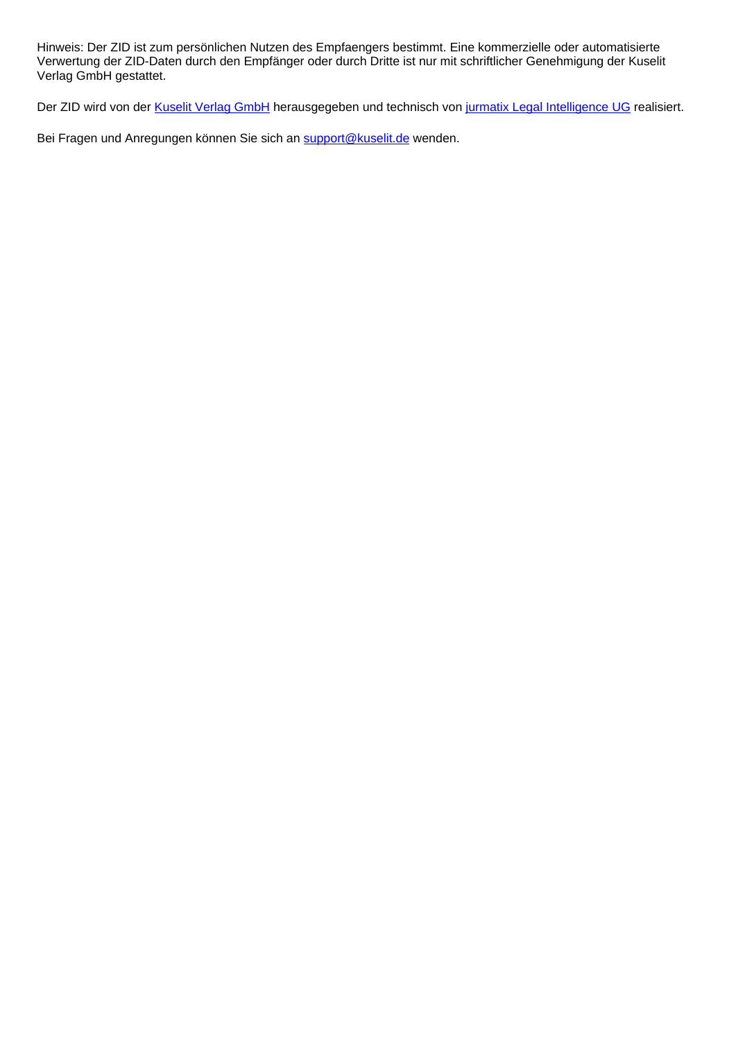Hinweis: Der ZID ist zum persönlichen Nutzen des Empfaengers bestimmt. Eine kommerzielle oder automatisierte Verwertung der ZID-Daten durch den Empfänger oder durch Dritte ist nur mit schriftlicher Genehmigung der Kuselit Verlag GmbH gestattet.

Der ZID wird von der Kuselit Verlag GmbH herausgegeben und technisch von jurmatix Legal Intelligence UG realisiert.

Bei Fragen und Anregungen können Sie sich an support@kuselit.de wenden.